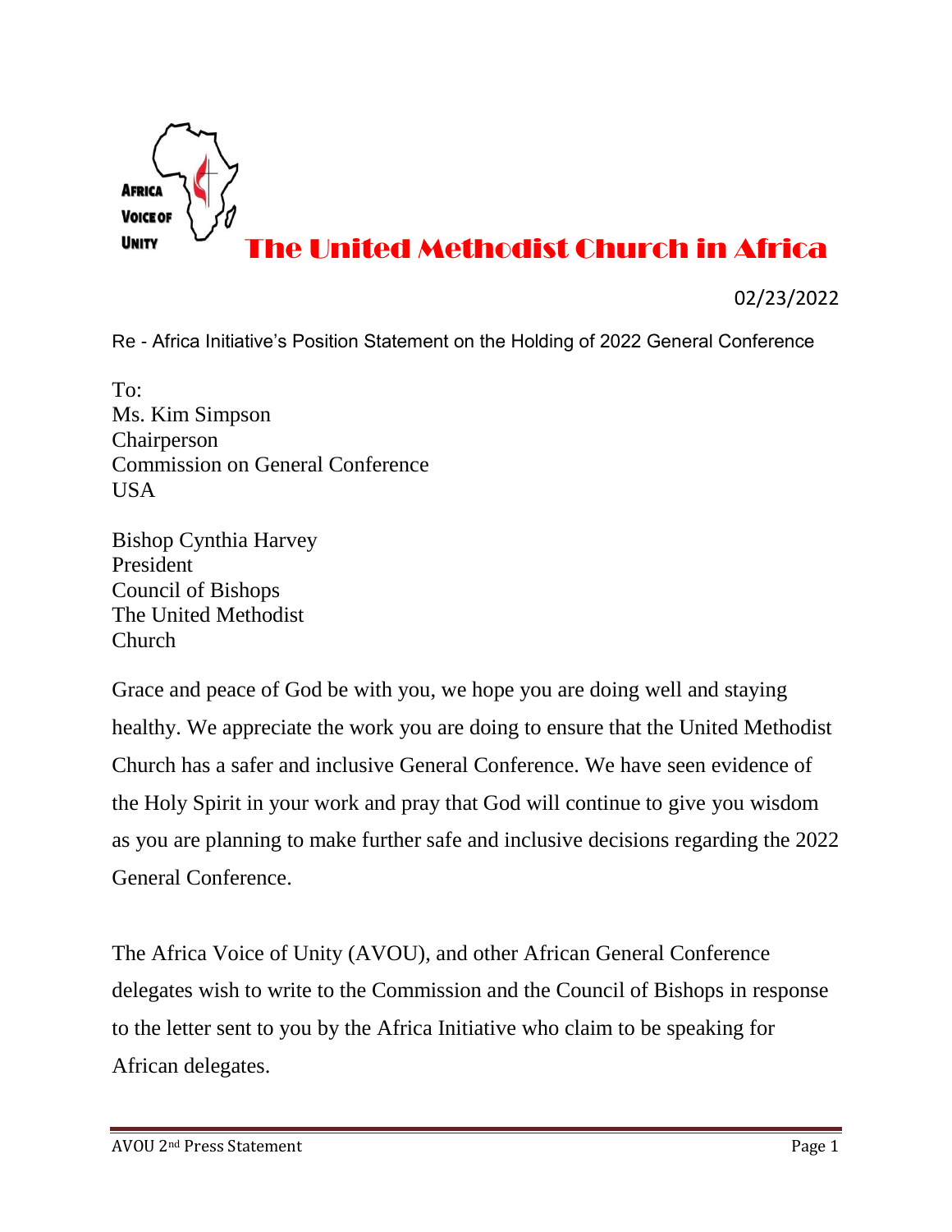AFRICA VOICE OF UNITY

# The United Methodist Church in Africa

02/23/2022

Re - Africa Initiative's Position Statement on the Holding of 2022 General Conference

To:
Ms. Kim Simpson
Chairperson
Commission on General Conference
USA

Bishop Cynthia Harvey
President
Council of Bishops
The United Methodist Church

Grace and peace of God be with you, we hope you are doing well and staying healthy. We appreciate the work you are doing to ensure that the United Methodist Church has a safer and inclusive General Conference. We have seen evidence of the Holy Spirit in your work and pray that God will continue to give you wisdom as you are planning to make further safe and inclusive decisions regarding the 2022 General Conference.

The Africa Voice of Unity (AVOU), and other African General Conference delegates wish to write to the Commission and the Council of Bishops in response to the letter sent to you by the Africa Initiative who claim to be speaking for African delegates.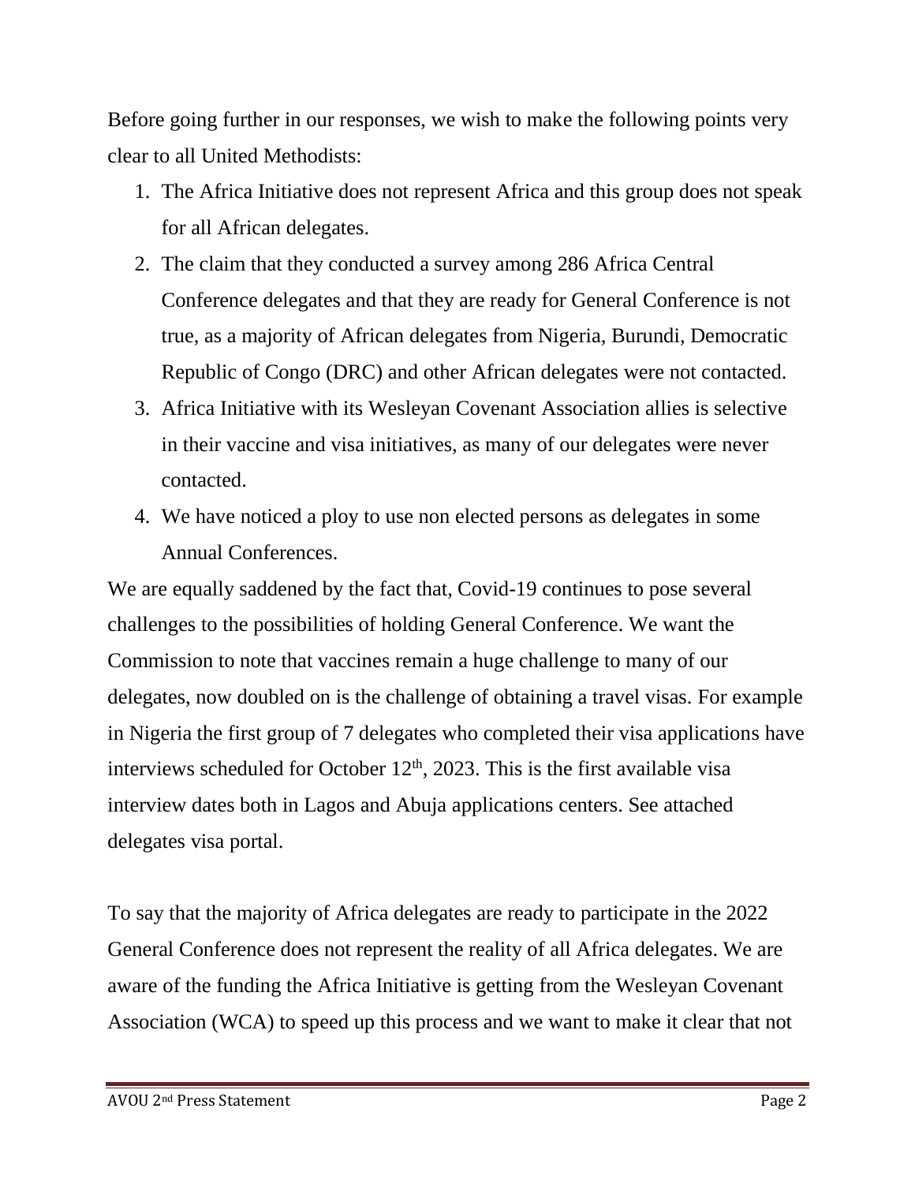Before going further in our responses, we wish to make the following points very clear to all United Methodists:

1. The Africa Initiative does not represent Africa and this group does not speak for all African delegates.
2. The claim that they conducted a survey among 286 Africa Central Conference delegates and that they are ready for General Conference is not true, as a majority of African delegates from Nigeria, Burundi, Democratic Republic of Congo (DRC) and other African delegates were not contacted.
3. Africa Initiative with its Wesleyan Covenant Association allies is selective in their vaccine and visa initiatives, as many of our delegates were never contacted.
4. We have noticed a ploy to use non elected persons as delegates in some Annual Conferences.

We are equally saddened by the fact that, Covid-19 continues to pose several challenges to the possibilities of holding General Conference. We want the Commission to note that vaccines remain a huge challenge to many of our delegates, now doubled on is the challenge of obtaining a travel visas. For example in Nigeria the first group of 7 delegates who completed their visa applications have interviews scheduled for October 12th, 2023. This is the first available visa interview dates both in Lagos and Abuja applications centers. See attached delegates visa portal.

To say that the majority of Africa delegates are ready to participate in the 2022 General Conference does not represent the reality of all Africa delegates. We are aware of the funding the Africa Initiative is getting from the Wesleyan Covenant Association (WCA) to speed up this process and we want to make it clear that not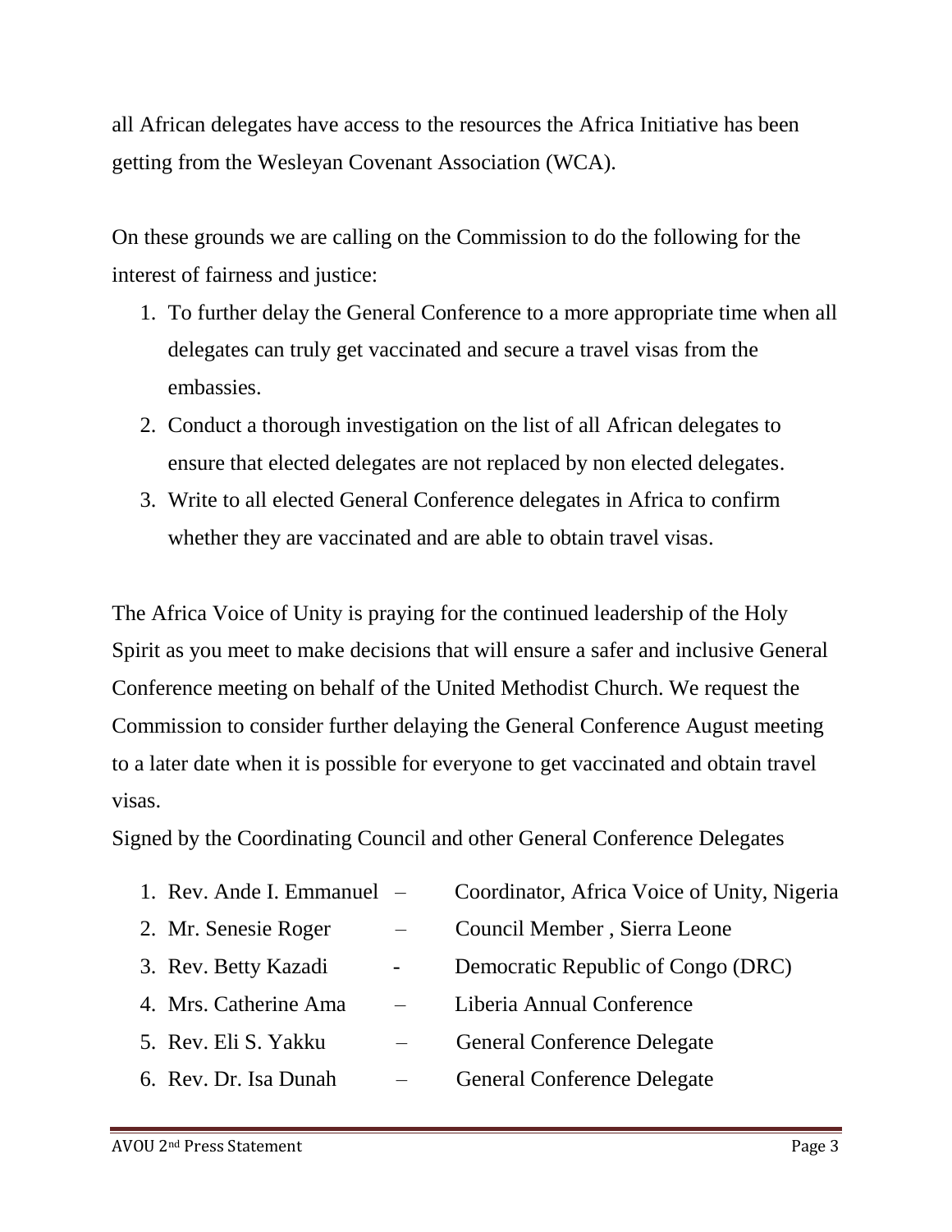all African delegates have access to the resources the Africa Initiative has been getting from the Wesleyan Covenant Association (WCA).

On these grounds we are calling on the Commission to do the following for the interest of fairness and justice:

1. To further delay the General Conference to a more appropriate time when all delegates can truly get vaccinated and secure a travel visas from the embassies.
2. Conduct a thorough investigation on the list of all African delegates to ensure that elected delegates are not replaced by non elected delegates.
3. Write to all elected General Conference delegates in Africa to confirm whether they are vaccinated and are able to obtain travel visas.

The Africa Voice of Unity is praying for the continued leadership of the Holy Spirit as you meet to make decisions that will ensure a safer and inclusive General Conference meeting on behalf of the United Methodist Church. We request the Commission to consider further delaying the General Conference August meeting to a later date when it is possible for everyone to get vaccinated and obtain travel visas.

Signed by the Coordinating Council and other General Conference Delegates

1. Rev. Ande I. Emmanuel – Coordinator, Africa Voice of Unity, Nigeria
2. Mr. Senesie Roger – Council Member , Sierra Leone
3. Rev. Betty Kazadi - Democratic Republic of Congo (DRC)
4. Mrs. Catherine Ama – Liberia Annual Conference
5. Rev. Eli S. Yakku – General Conference Delegate
6. Rev. Dr. Isa Dunah – General Conference Delegate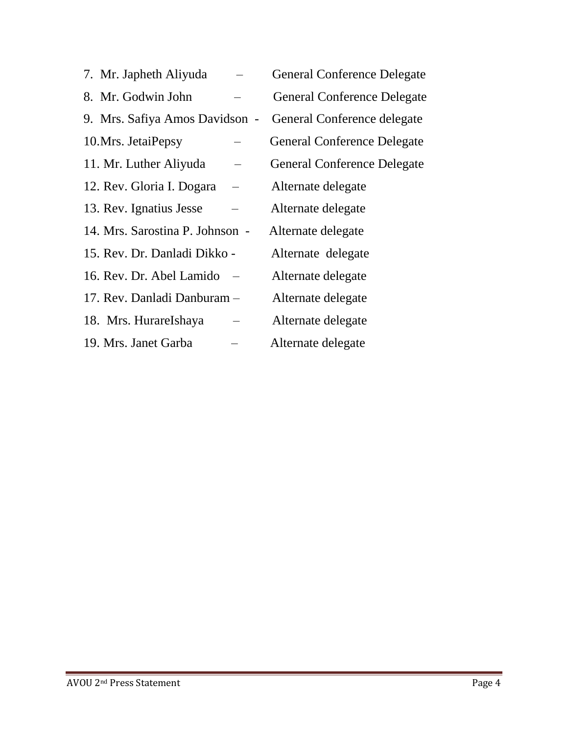7. Mr. Japheth Aliyuda – General Conference Delegate
8. Mr. Godwin John – General Conference Delegate
9. Mrs. Safiya Amos Davidson - General Conference delegate
10. Mrs. JetaiPepsy – General Conference Delegate
11. Mr. Luther Aliyuda – General Conference Delegate
12. Rev. Gloria I. Dogara – Alternate delegate
13. Rev. Ignatius Jesse – Alternate delegate
14. Mrs. Sarostina P. Johnson - Alternate delegate
15. Rev. Dr. Danladi Dikko - Alternate delegate
16. Rev. Dr. Abel Lamido – Alternate delegate
17. Rev. Danladi Danburam – Alternate delegate
18. Mrs. HurareIshaya – Alternate delegate
19. Mrs. Janet Garba – Alternate delegate